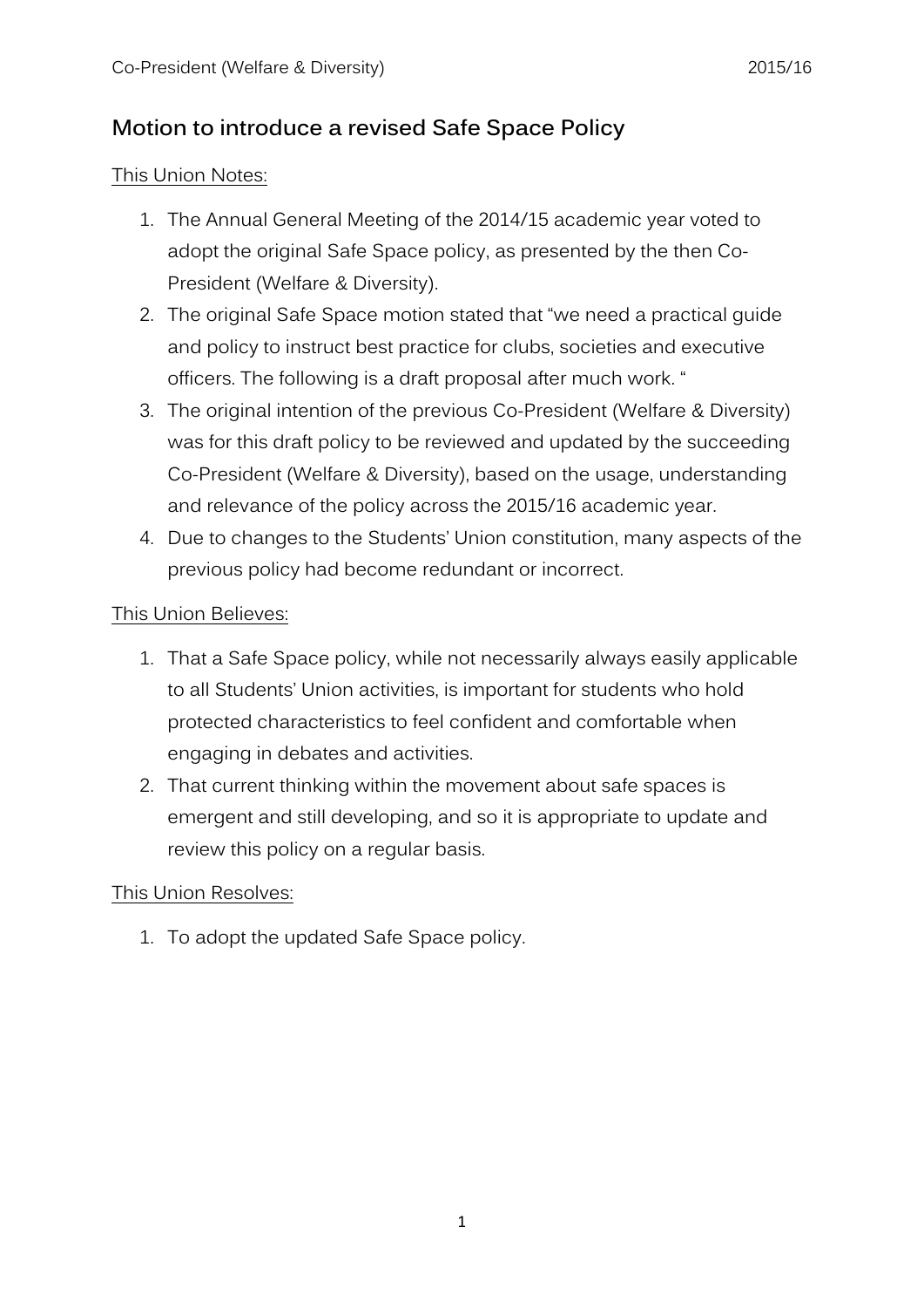Co-President (Welfare & Diversity) 2015/16

## Motion to introduce a revised Safe Space Policy

This Union Notes:

1. The Annual General Meeting of the 2014/15 academic year voted to adopt the original Safe Space policy, as presented by the then Co-President (Welfare & Diversity).
2. The original Safe Space motion stated that "we need a practical guide and policy to instruct best practice for clubs, societies and executive officers. The following is a draft proposal after much work. "
3. The original intention of the previous Co-President (Welfare & Diversity) was for this draft policy to be reviewed and updated by the succeeding Co-President (Welfare & Diversity), based on the usage, understanding and relevance of the policy across the 2015/16 academic year.
4. Due to changes to the Students' Union constitution, many aspects of the previous policy had become redundant or incorrect.

This Union Believes:

1. That a Safe Space policy, while not necessarily always easily applicable to all Students' Union activities, is important for students who hold protected characteristics to feel confident and comfortable when engaging in debates and activities.
2. That current thinking within the movement about safe spaces is emergent and still developing, and so it is appropriate to update and review this policy on a regular basis.

This Union Resolves:

1. To adopt the updated Safe Space policy.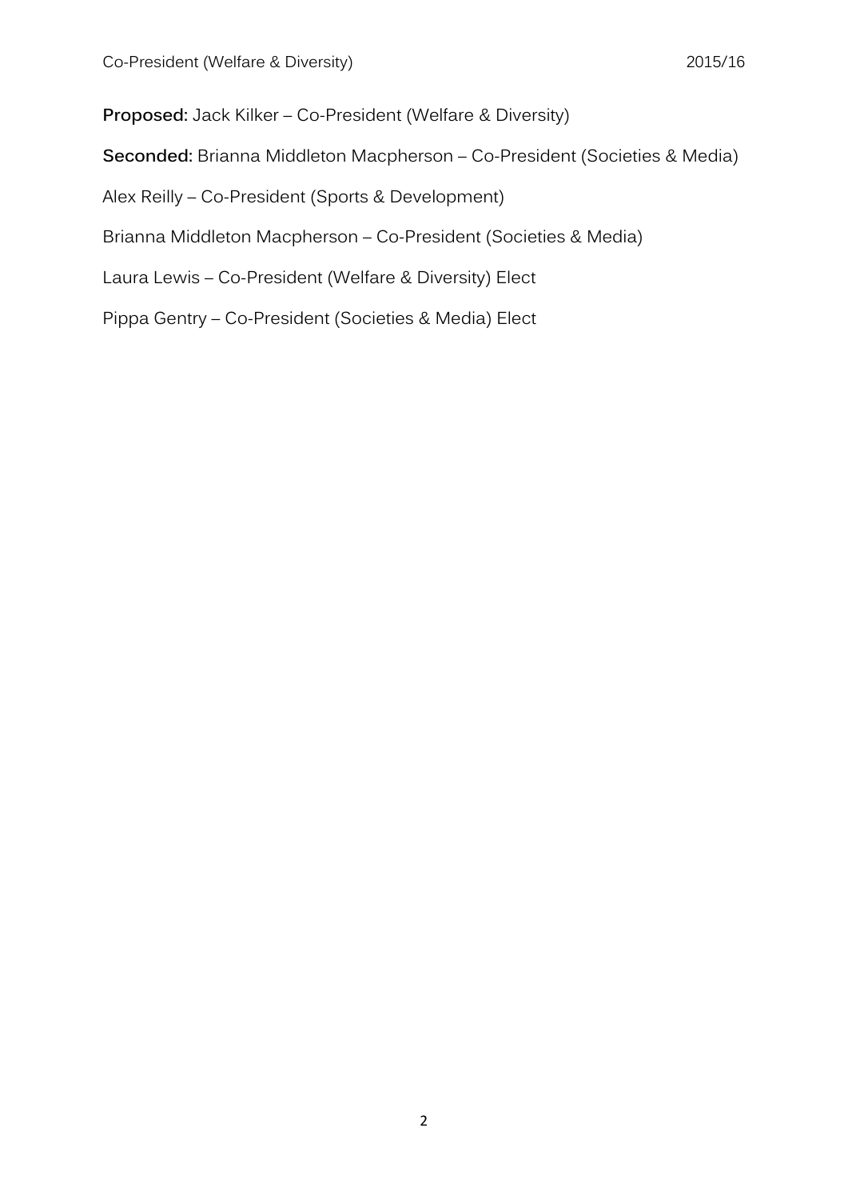**Proposed:** Jack Kilker – Co-President (Welfare & Diversity)

**Seconded:** Brianna Middleton Macpherson – Co-President (Societies & Media)

Alex Reilly – Co-President (Sports & Development)

Brianna Middleton Macpherson – Co-President (Societies & Media)

Laura Lewis – Co-President (Welfare & Diversity) Elect

Pippa Gentry – Co-President (Societies & Media) Elect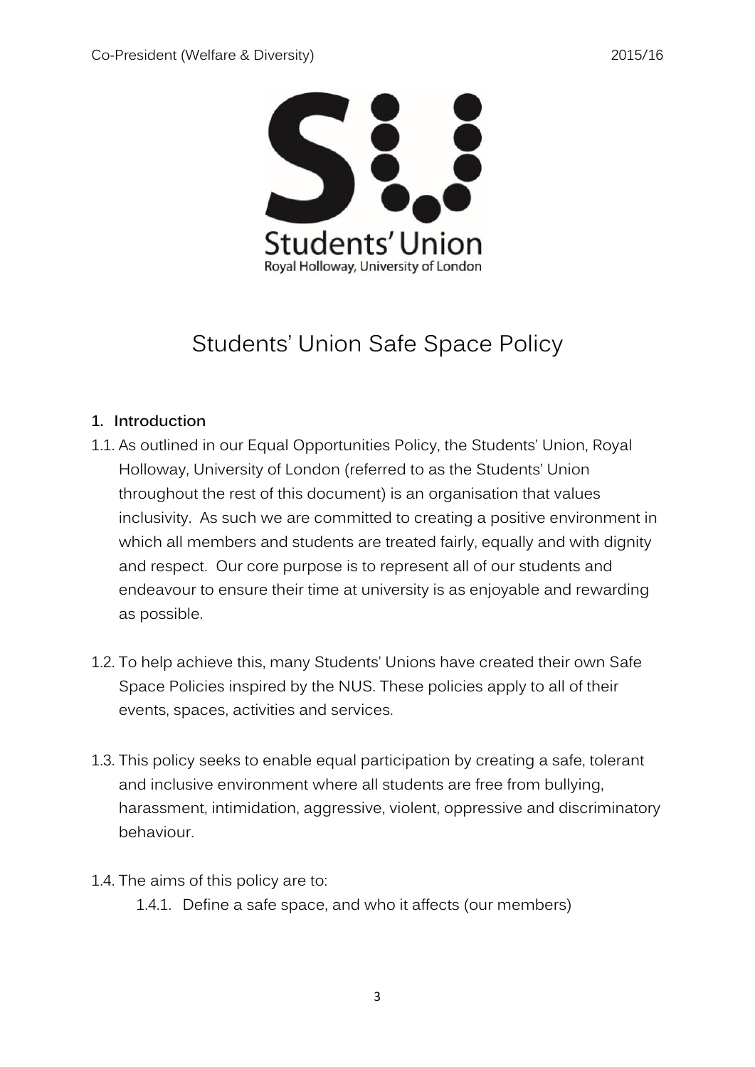# Students' Union Safe Space Policy

## 1. Introduction

1.1. As outlined in our Equal Opportunities Policy, the Students' Union, Royal Holloway, University of London (referred to as the Students' Union throughout the rest of this document) is an organisation that values inclusivity. As such we are committed to creating a positive environment in which all members and students are treated fairly, equally and with dignity and respect. Our core purpose is to represent all of our students and endeavour to ensure their time at university is as enjoyable and rewarding as possible.

1.2. To help achieve this, many Students' Unions have created their own Safe Space Policies inspired by the NUS. These policies apply to all of their events, spaces, activities and services.

1.3. This policy seeks to enable equal participation by creating a safe, tolerant and inclusive environment where all students are free from bullying, harassment, intimidation, aggressive, violent, oppressive and discriminatory behaviour.

1.4. The aims of this policy are to:

- 1.4.1. Define a safe space, and who it affects (our members)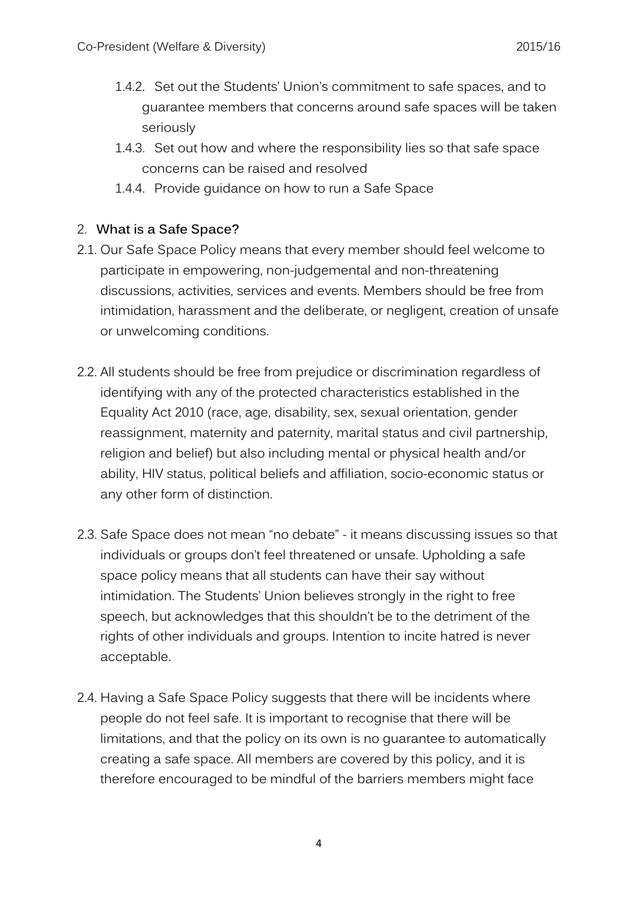1.4.2. Set out the Students' Union's commitment to safe spaces, and to guarantee members that concerns around safe spaces will be taken seriously

1.4.3. Set out how and where the responsibility lies so that safe space concerns can be raised and resolved

1.4.4. Provide guidance on how to run a Safe Space

## 2. What is a Safe Space?

2.1. Our Safe Space Policy means that every member should feel welcome to participate in empowering, non-judgemental and non-threatening discussions, activities, services and events. Members should be free from intimidation, harassment and the deliberate, or negligent, creation of unsafe or unwelcoming conditions.

2.2. All students should be free from prejudice or discrimination regardless of identifying with any of the protected characteristics established in the Equality Act 2010 (race, age, disability, sex, sexual orientation, gender reassignment, maternity and paternity, marital status and civil partnership, religion and belief) but also including mental or physical health and/or ability, HIV status, political beliefs and affiliation, socio-economic status or any other form of distinction.

2.3. Safe Space does not mean "no debate" - it means discussing issues so that individuals or groups don't feel threatened or unsafe. Upholding a safe space policy means that all students can have their say without intimidation. The Students' Union believes strongly in the right to free speech, but acknowledges that this shouldn't be to the detriment of the rights of other individuals and groups. Intention to incite hatred is never acceptable.

2.4. Having a Safe Space Policy suggests that there will be incidents where people do not feel safe. It is important to recognise that there will be limitations, and that the policy on its own is no guarantee to automatically creating a safe space. All members are covered by this policy, and it is therefore encouraged to be mindful of the barriers members might face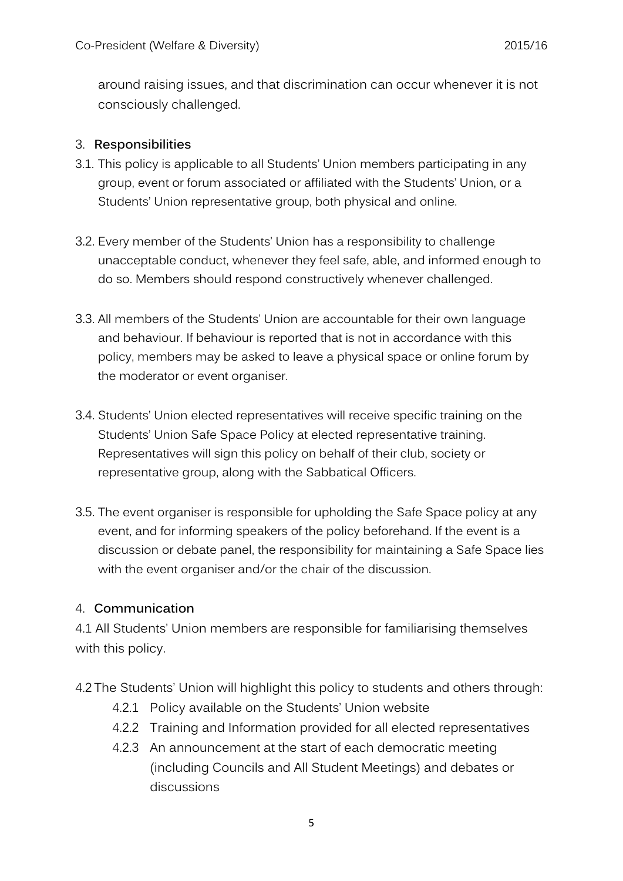around raising issues, and that discrimination can occur whenever it is not consciously challenged.

## 3. Responsibilities

3.1. This policy is applicable to all Students' Union members participating in any group, event or forum associated or affiliated with the Students' Union, or a Students' Union representative group, both physical and online.

3.2. Every member of the Students' Union has a responsibility to challenge unacceptable conduct, whenever they feel safe, able, and informed enough to do so. Members should respond constructively whenever challenged.

3.3. All members of the Students' Union are accountable for their own language and behaviour. If behaviour is reported that is not in accordance with this policy, members may be asked to leave a physical space or online forum by the moderator or event organiser.

3.4. Students' Union elected representatives will receive specific training on the Students' Union Safe Space Policy at elected representative training. Representatives will sign this policy on behalf of their club, society or representative group, along with the Sabbatical Officers.

3.5. The event organiser is responsible for upholding the Safe Space policy at any event, and for informing speakers of the policy beforehand. If the event is a discussion or debate panel, the responsibility for maintaining a Safe Space lies with the event organiser and/or the chair of the discussion.

## 4. Communication

4.1 All Students' Union members are responsible for familiarising themselves with this policy.

4.2 The Students' Union will highlight this policy to students and others through:

- 4.2.1 Policy available on the Students' Union website
- 4.2.2 Training and Information provided for all elected representatives
- 4.2.3 An announcement at the start of each democratic meeting (including Councils and All Student Meetings) and debates or discussions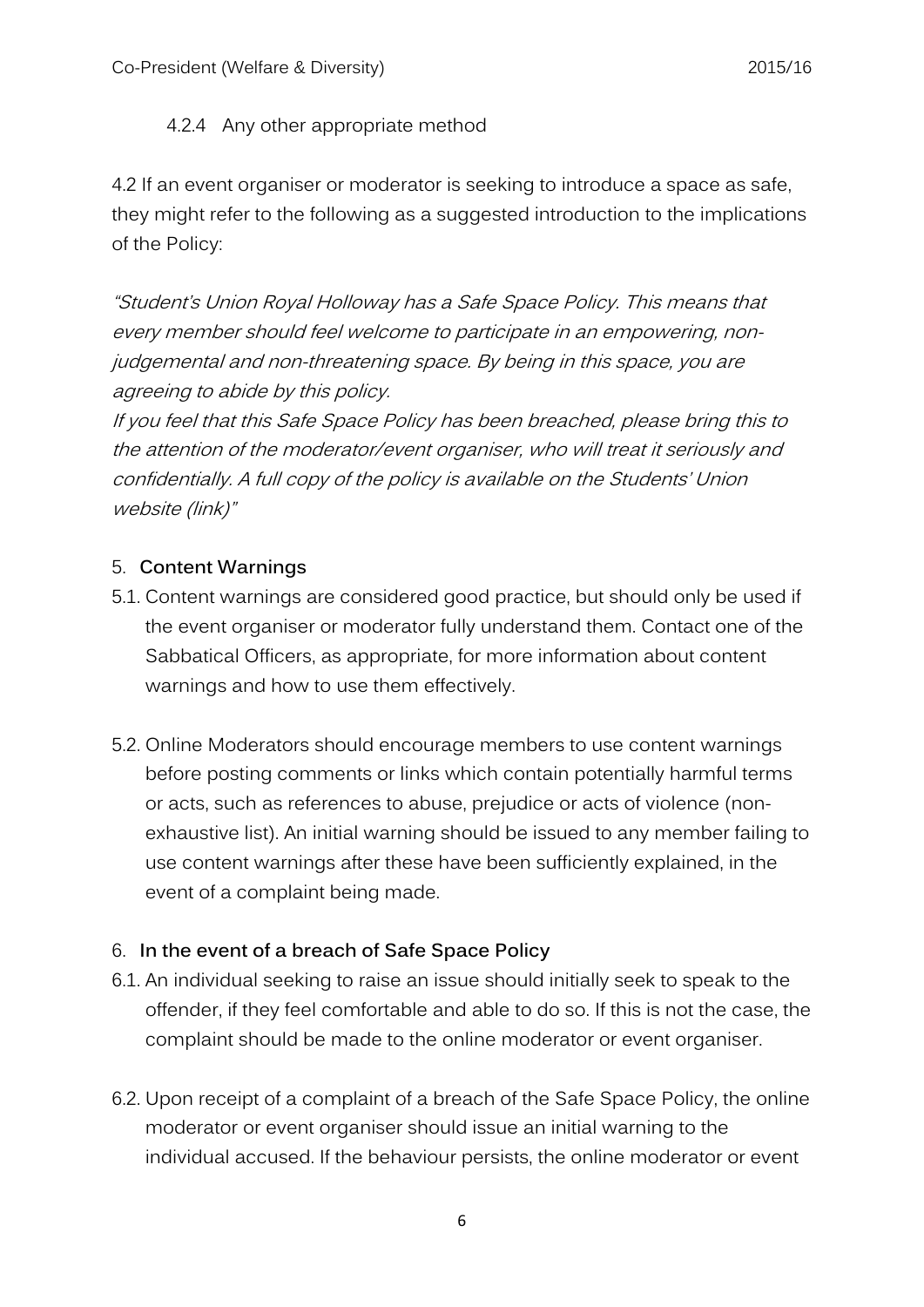4.2.4 Any other appropriate method

4.2 If an event organiser or moderator is seeking to introduce a space as safe, they might refer to the following as a suggested introduction to the implications of the Policy:

*"Student's Union Royal Holloway has a Safe Space Policy. This means that every member should feel welcome to participate in an empowering, non-judgemental and non-threatening space. By being in this space, you are agreeing to abide by this policy.*
*If you feel that this Safe Space Policy has been breached, please bring this to the attention of the moderator/event organiser, who will treat it seriously and confidentially. A full copy of the policy is available on the Students' Union website (link)"*

## 5. Content Warnings

5.1. Content warnings are considered good practice, but should only be used if the event organiser or moderator fully understand them. Contact one of the Sabbatical Officers, as appropriate, for more information about content warnings and how to use them effectively.

5.2. Online Moderators should encourage members to use content warnings before posting comments or links which contain potentially harmful terms or acts, such as references to abuse, prejudice or acts of violence (non-exhaustive list). An initial warning should be issued to any member failing to use content warnings after these have been sufficiently explained, in the event of a complaint being made.

## 6. In the event of a breach of Safe Space Policy

6.1. An individual seeking to raise an issue should initially seek to speak to the offender, if they feel comfortable and able to do so. If this is not the case, the complaint should be made to the online moderator or event organiser.

6.2. Upon receipt of a complaint of a breach of the Safe Space Policy, the online moderator or event organiser should issue an initial warning to the individual accused. If the behaviour persists, the online moderator or event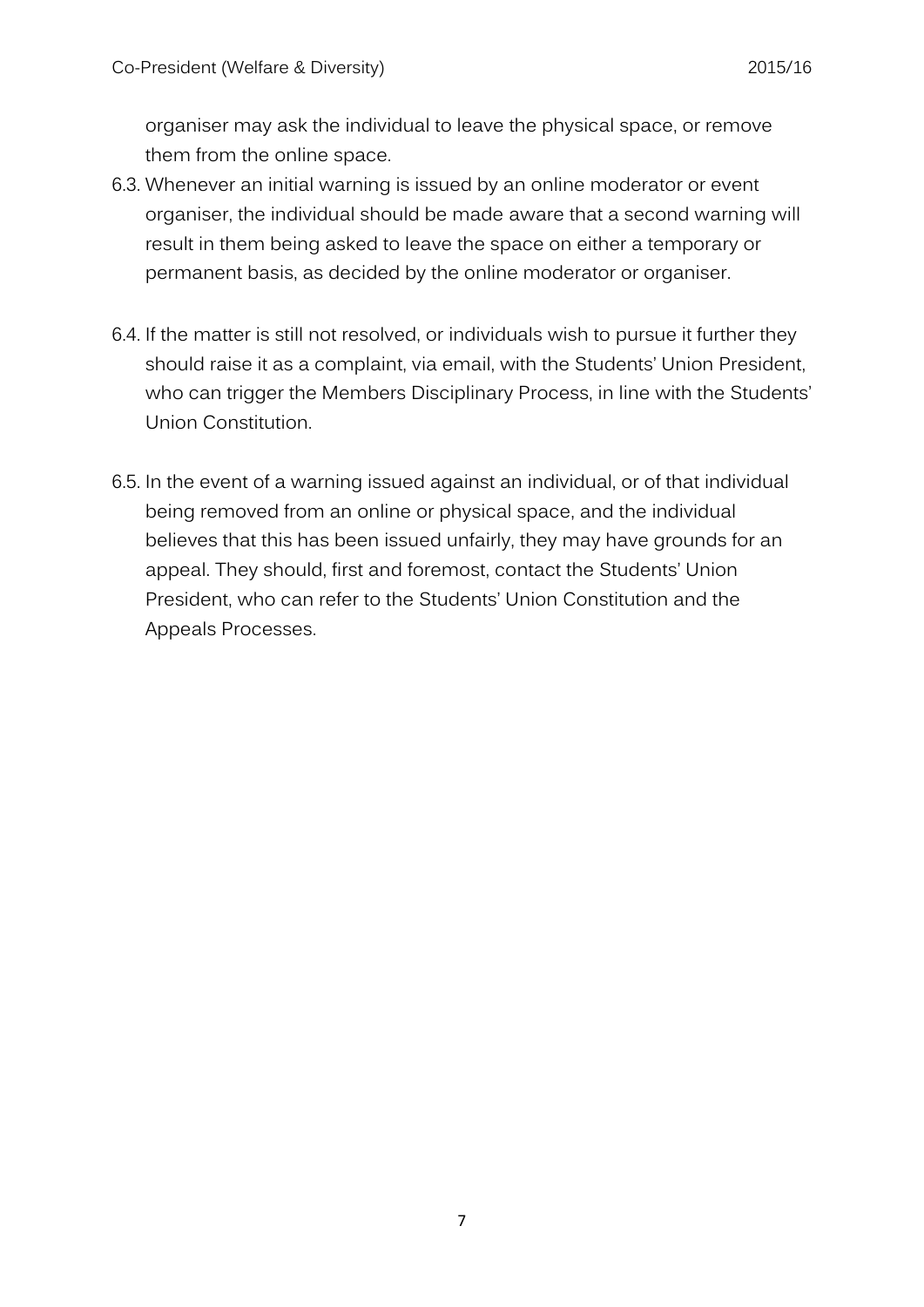organiser may ask the individual to leave the physical space, or remove them from the online space.

6.3. Whenever an initial warning is issued by an online moderator or event organiser, the individual should be made aware that a second warning will result in them being asked to leave the space on either a temporary or permanent basis, as decided by the online moderator or organiser.

6.4. If the matter is still not resolved, or individuals wish to pursue it further they should raise it as a complaint, via email, with the Students' Union President, who can trigger the Members Disciplinary Process, in line with the Students' Union Constitution.

6.5. In the event of a warning issued against an individual, or of that individual being removed from an online or physical space, and the individual believes that this has been issued unfairly, they may have grounds for an appeal. They should, first and foremost, contact the Students' Union President, who can refer to the Students' Union Constitution and the Appeals Processes.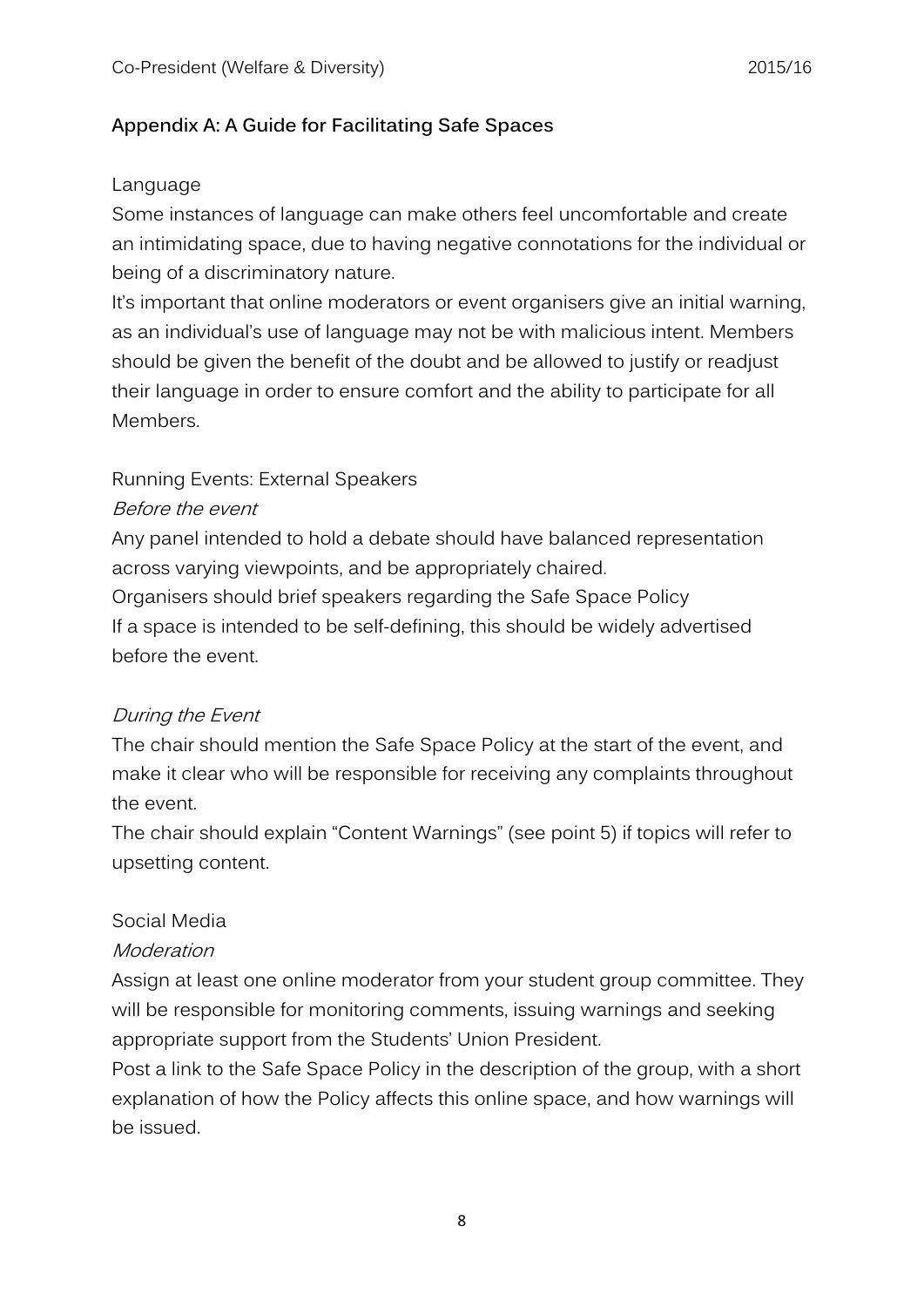## Appendix A: A Guide for Facilitating Safe Spaces

### Language

Some instances of language can make others feel uncomfortable and create an intimidating space, due to having negative connotations for the individual or being of a discriminatory nature.

It's important that online moderators or event organisers give an initial warning, as an individual's use of language may not be with malicious intent. Members should be given the benefit of the doubt and be allowed to justify or readjust their language in order to ensure comfort and the ability to participate for all Members.

### Running Events: External Speakers

*Before the event*

Any panel intended to hold a debate should have balanced representation across varying viewpoints, and be appropriately chaired.

Organisers should brief speakers regarding the Safe Space Policy

If a space is intended to be self-defining, this should be widely advertised before the event.

*During the Event*

The chair should mention the Safe Space Policy at the start of the event, and make it clear who will be responsible for receiving any complaints throughout the event.

The chair should explain "Content Warnings" (see point 5) if topics will refer to upsetting content.

### Social Media

*Moderation*

Assign at least one online moderator from your student group committee. They will be responsible for monitoring comments, issuing warnings and seeking appropriate support from the Students' Union President.

Post a link to the Safe Space Policy in the description of the group, with a short explanation of how the Policy affects this online space, and how warnings will be issued.